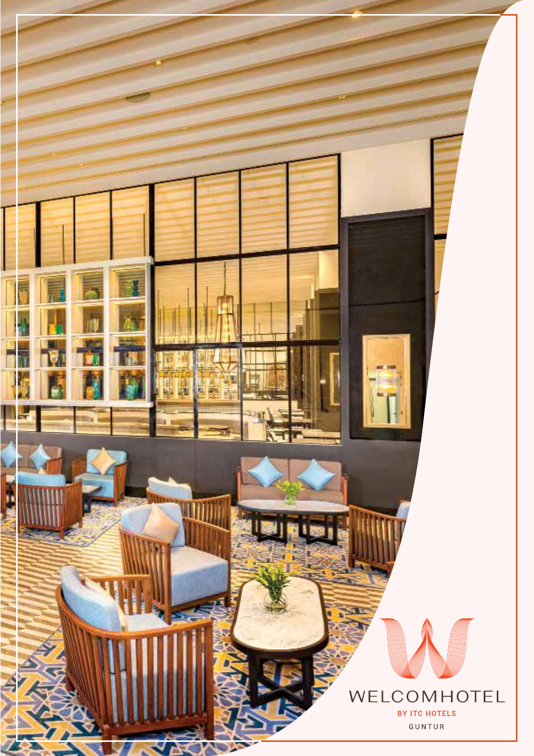WELCOMHOTEL

BY ITC HOTELS

GUNTUR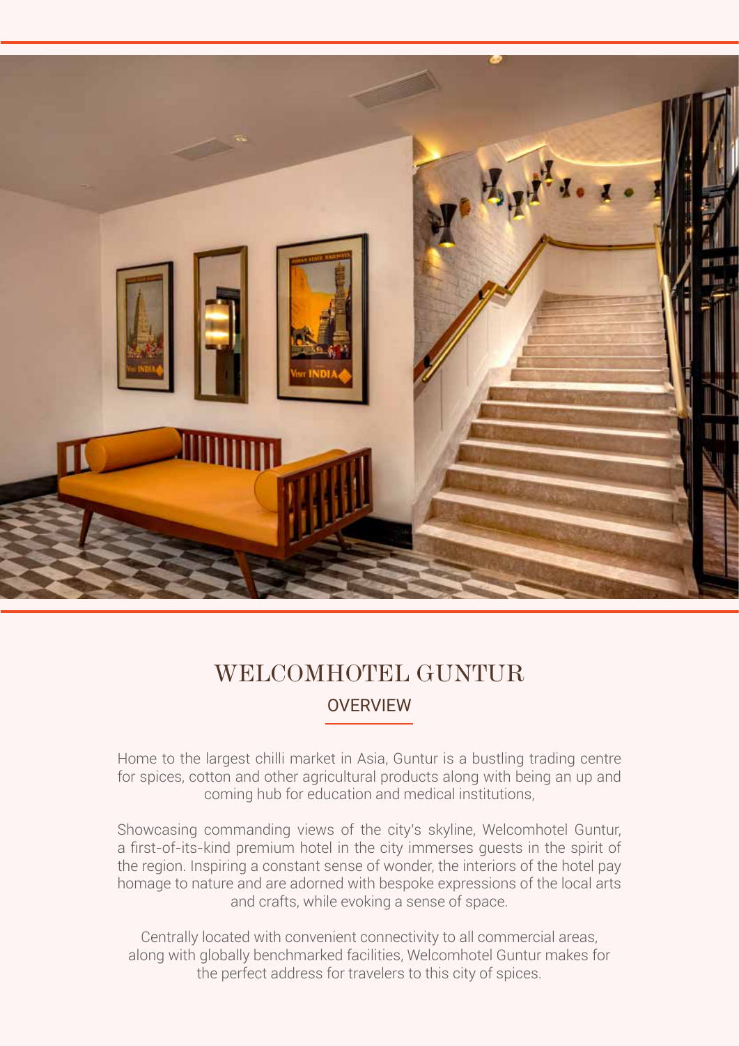# WELCOMHOTEL GUNTUR

## OVERVIEW

Home to the largest chilli market in Asia, Guntur is a bustling trading centre for spices, cotton and other agricultural products along with being an up and coming hub for education and medical institutions,

Showcasing commanding views of the city's skyline, Welcomhotel Guntur, a first-of-its-kind premium hotel in the city immerses guests in the spirit of the region. Inspiring a constant sense of wonder, the interiors of the hotel pay homage to nature and are adorned with bespoke expressions of the local arts and crafts, while evoking a sense of space.

Centrally located with convenient connectivity to all commercial areas, along with globally benchmarked facilities, Welcomhotel Guntur makes for the perfect address for travelers to this city of spices.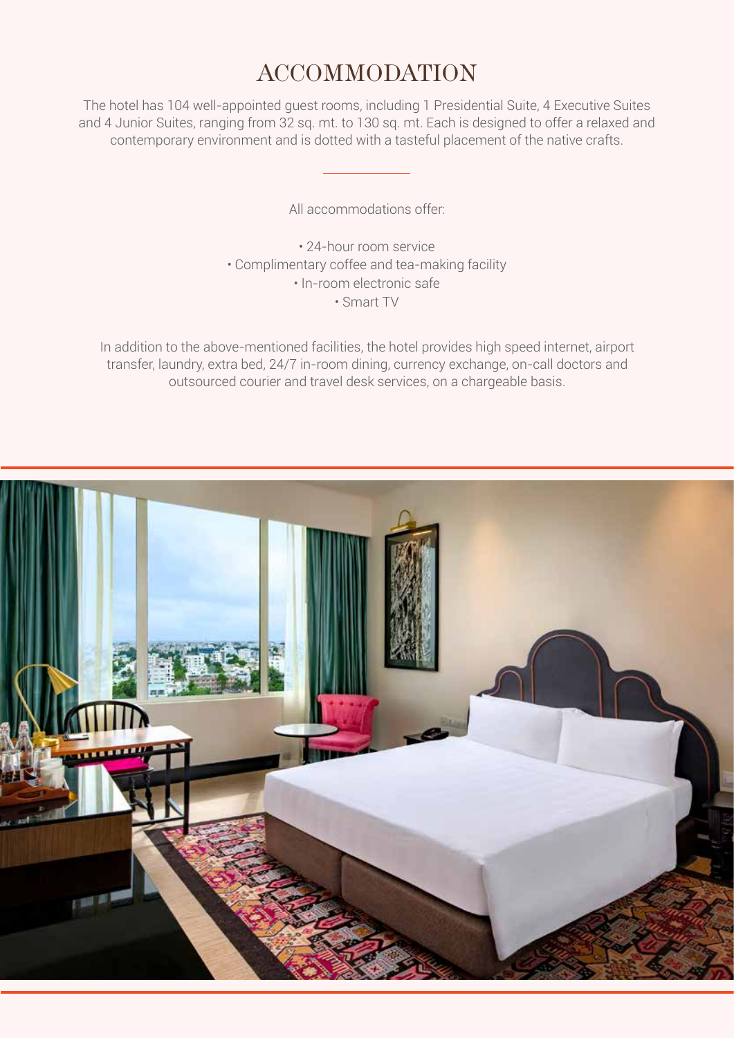# ACCOMMODATION

The hotel has 104 well-appointed guest rooms, including 1 Presidential Suite, 4 Executive Suites and 4 Junior Suites, ranging from 32 sq. mt. to 130 sq. mt. Each is designed to offer a relaxed and contemporary environment and is dotted with a tasteful placement of the native crafts.

All accommodations offer:

- 24-hour room service
- Complimentary coffee and tea-making facility
- In-room electronic safe
- Smart TV

In addition to the above-mentioned facilities, the hotel provides high speed internet, airport transfer, laundry, extra bed, 24/7 in-room dining, currency exchange, on-call doctors and outsourced courier and travel desk services, on a chargeable basis.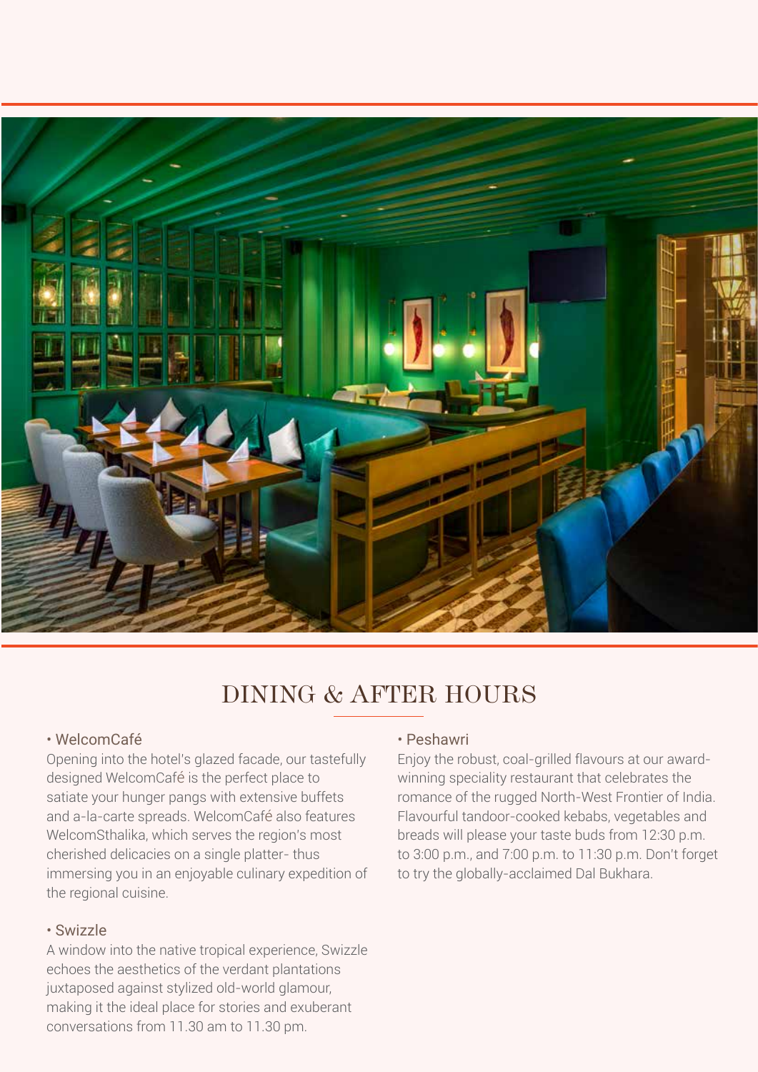# DINING & AFTER HOURS

• WelcomCafé

Opening into the hotel's glazed facade, our tastefully designed WelcomCafé is the perfect place to satiate your hunger pangs with extensive buffets and a-la-carte spreads. WelcomCafé also features WelcomSthalika, which serves the region's most cherished delicacies on a single platter- thus immersing you in an enjoyable culinary expedition of the regional cuisine.

• Swizzle

A window into the native tropical experience, Swizzle echoes the aesthetics of the verdant plantations juxtaposed against stylized old-world glamour, making it the ideal place for stories and exuberant conversations from 11.30 am to 11.30 pm.

• Peshawri

Enjoy the robust, coal-grilled flavours at our award-winning speciality restaurant that celebrates the romance of the rugged North-West Frontier of India. Flavourful tandoor-cooked kebabs, vegetables and breads will please your taste buds from 12:30 p.m. to 3:00 p.m., and 7:00 p.m. to 11:30 p.m. Don't forget to try the globally-acclaimed Dal Bukhara.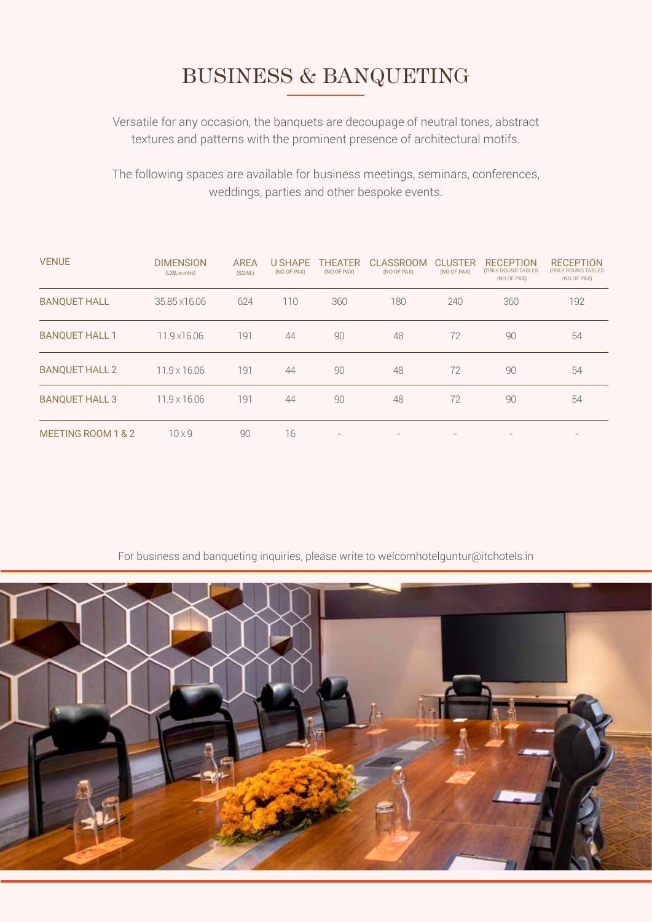# BUSINESS & BANQUETING

Versatile for any occasion, the banquets are decoupage of neutral tones, abstract textures and patterns with the prominent presence of architectural motifs.

The following spaces are available for business meetings, seminars, conferences, weddings, parties and other bespoke events.

| VENUE | DIMENSION (LXB, in mtrs) | AREA (SQ.M.) | U SHAPE (NO OF PAX) | THEATER (NO OF PAX) | CLASSROOM (NO OF PAX) | CLUSTER (NO OF PAX) | RECEPTION (ONLY ROUND TABLES /NO OF PAX) | RECEPTION (ONLY ROUND TABLES /NO OF PAX) |
|---|---|---|---|---|---|---|---|---|
| BANQUET HALL | 35.85 x16.06 | 624 | 110 | 360 | 180 | 240 | 360 | 192 |
| BANQUET HALL 1 | 11.9 x16.06 | 191 | 44 | 90 | 48 | 72 | 90 | 54 |
| BANQUET HALL 2 | 11.9 x 16.06 | 191 | 44 | 90 | 48 | 72 | 90 | 54 |
| BANQUET HALL 3 | 11.9 x 16.06 | 191 | 44 | 90 | 48 | 72 | 90 | 54 |
| MEETING ROOM 1 & 2 | 10 x 9 | 90 | 16 | - | - | - | - | - |

For business and banqueting inquiries, please write to welcomhotelguntur@itchotels.in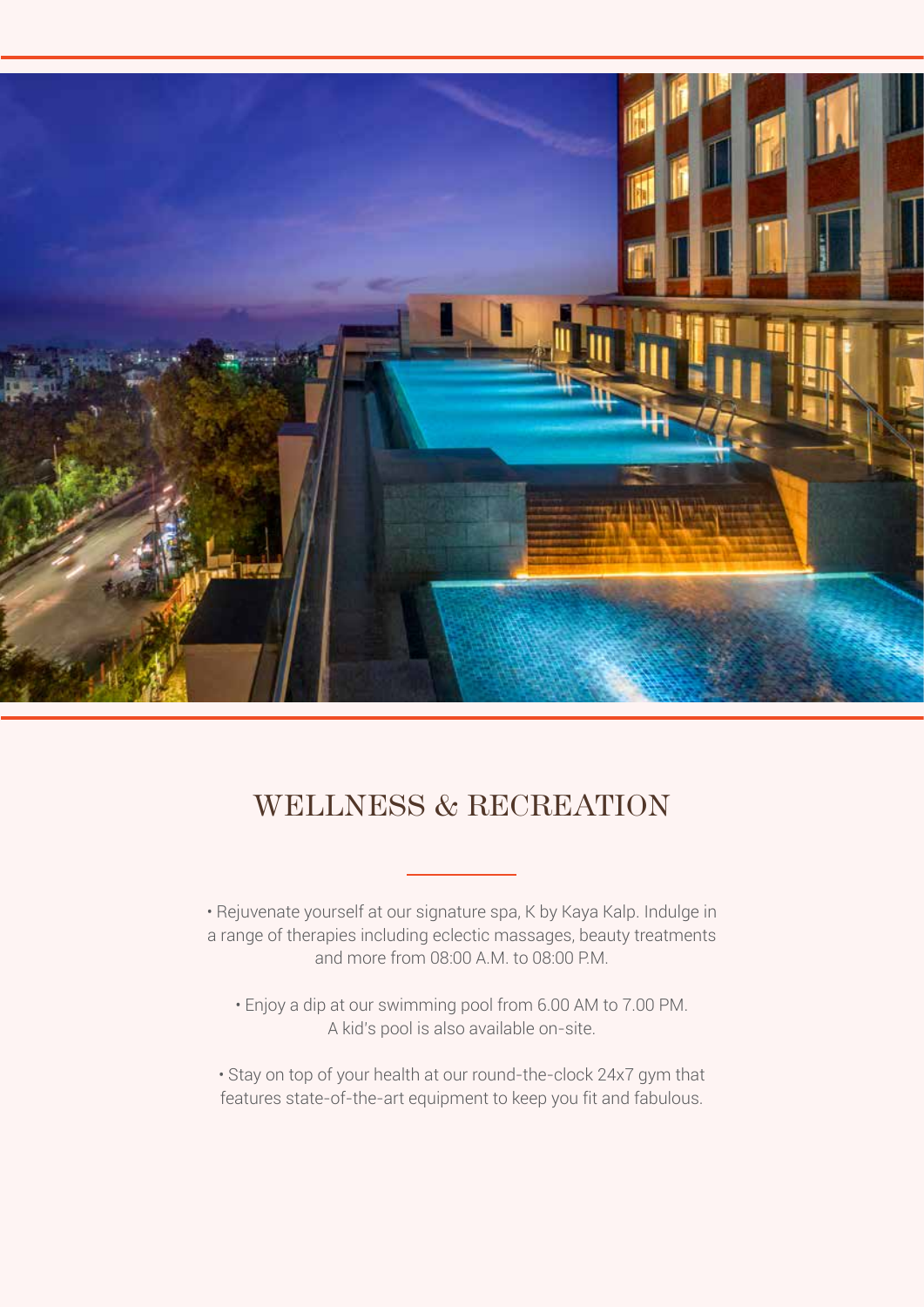# WELLNESS & RECREATION

• Rejuvenate yourself at our signature spa, K by Kaya Kalp. Indulge in a range of therapies including eclectic massages, beauty treatments and more from 08:00 A.M. to 08:00 P.M.

• Enjoy a dip at our swimming pool from 6.00 AM to 7.00 PM. A kid's pool is also available on-site.

• Stay on top of your health at our round-the-clock 24x7 gym that features state-of-the-art equipment to keep you fit and fabulous.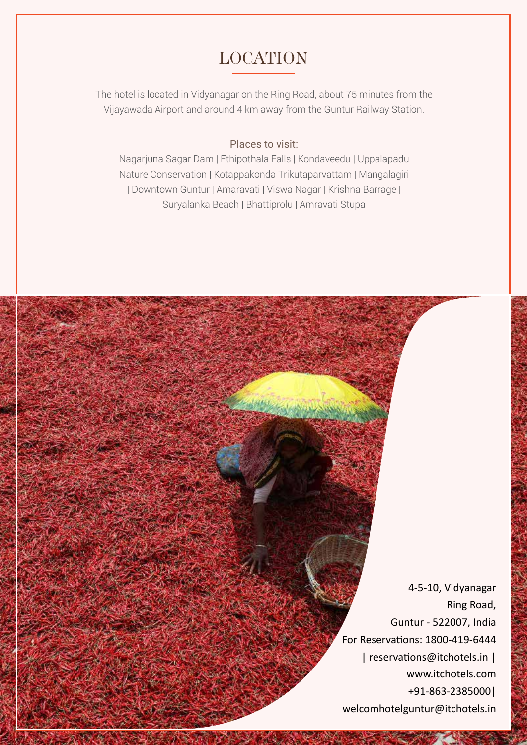# LOCATION

The hotel is located in Vidyanagar on the Ring Road, about 75 minutes from the Vijayawada Airport and around 4 km away from the Guntur Railway Station.

Places to visit:

Nagarjuna Sagar Dam | Ethipothala Falls | Kondaveedu | Uppalapadu Nature Conservation | Kotappakonda Trikutaparvattam | Mangalagiri | Downtown Guntur | Amaravati | Viswa Nagar | Krishna Barrage | Suryalanka Beach | Bhattiprolu | Amravati Stupa

4-5-10, Vidyanagar
Ring Road,
Guntur - 522007, India
For Reservations: 1800-419-6444
| reservations@itchotels.in |
www.itchotels.com
+91-863-2385000|
welcomhotelguntur@itchotels.in